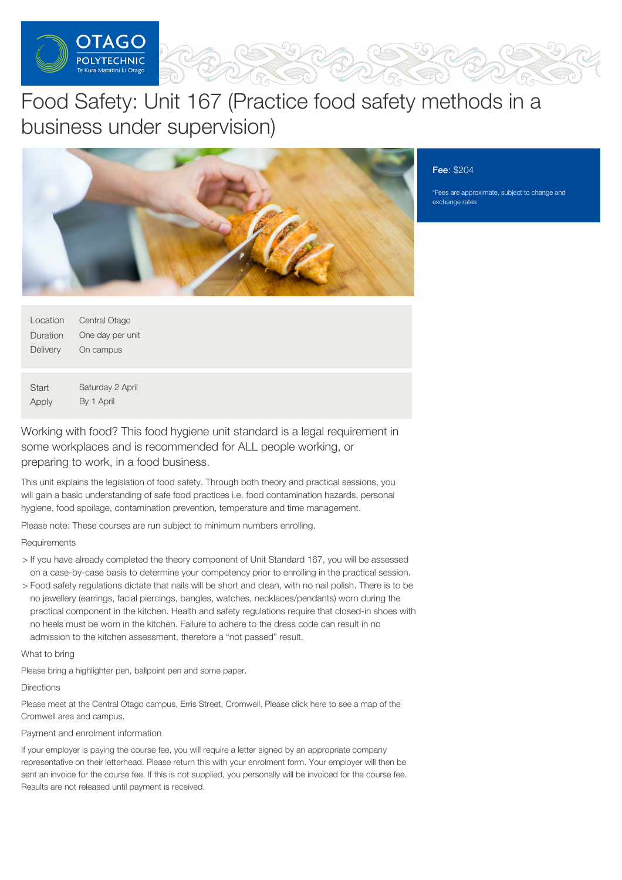# Food Safety: Unit 167 (Practice food safety methods in a business under supervision)

**Fee**: $204

*Fees are approximate, subject to change and exchange rates

| | |
|---|---|
| Location | Central Otago |
| Duration | One day per unit |
| Delivery | On campus |

| | |
|---|---|
| Start | Saturday 2 April |
| Apply | By 1 April |

Working with food? This food hygiene unit standard is a legal requirement in some workplaces and is recommended for ALL people working, or preparing to work, in a food business.

This unit explains the legislation of food safety. Through both theory and practical sessions, you will gain a basic understanding of safe food practices i.e. food contamination hazards, personal hygiene, food spoilage, contamination prevention, temperature and time management.

Please note: These courses are run subject to minimum numbers enrolling.

Requirements

> If you have already completed the theory component of Unit Standard 167, you will be assessed on a case-by-case basis to determine your competency prior to enrolling in the practical session.

> Food safety regulations dictate that nails will be short and clean, with no nail polish. There is to be no jewellery (earrings, facial piercings, bangles, watches, necklaces/pendants) worn during the practical component in the kitchen. Health and safety regulations require that closed-in shoes with no heels must be worn in the kitchen. Failure to adhere to the dress code can result in no admission to the kitchen assessment, therefore a "not passed" result.

What to bring

Please bring a highlighter pen, ballpoint pen and some paper.

Directions

Please meet at the Central Otago campus, Erris Street, Cromwell. Please click here to see a map of the Cromwell area and campus.

Payment and enrolment information

If your employer is paying the course fee, you will require a letter signed by an appropriate company representative on their letterhead. Please return this with your enrolment form. Your employer will then be sent an invoice for the course fee. If this is not supplied, you personally will be invoiced for the course fee. Results are not released until payment is received.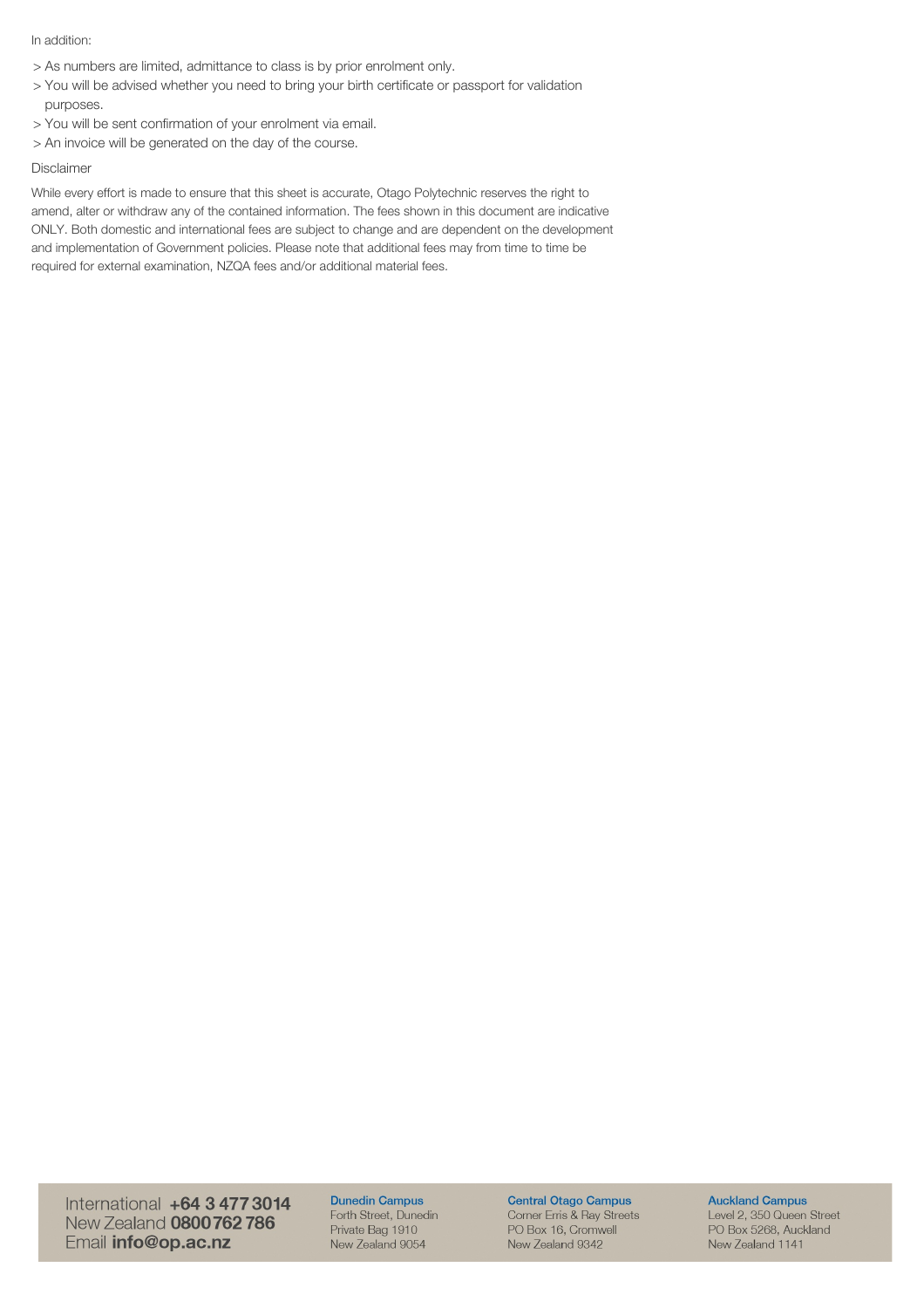In addition:

- > As numbers are limited, admittance to class is by prior enrolment only.
- > You will be advised whether you need to bring your birth certificate or passport for validation purposes.
- > You will be sent confirmation of your enrolment via email.
- > An invoice will be generated on the day of the course.

Disclaimer

While every effort is made to ensure that this sheet is accurate, Otago Polytechnic reserves the right to amend, alter or withdraw any of the contained information. The fees shown in this document are indicative ONLY. Both domestic and international fees are subject to change and are dependent on the development and implementation of Government policies. Please note that additional fees may from time to time be required for external examination, NZQA fees and/or additional material fees.

International **+64 3 477 3014**
New Zealand **0800 762 786**
Email **info@op.ac.nz**

**Dunedin Campus**
Forth Street, Dunedin
Private Bag 1910
New Zealand 9054

**Central Otago Campus**
Corner Erris & Ray Streets
PO Box 16, Cromwell
New Zealand 9342

**Auckland Campus**
Level 2, 350 Queen Street
PO Box 5268, Auckland
New Zealand 1141